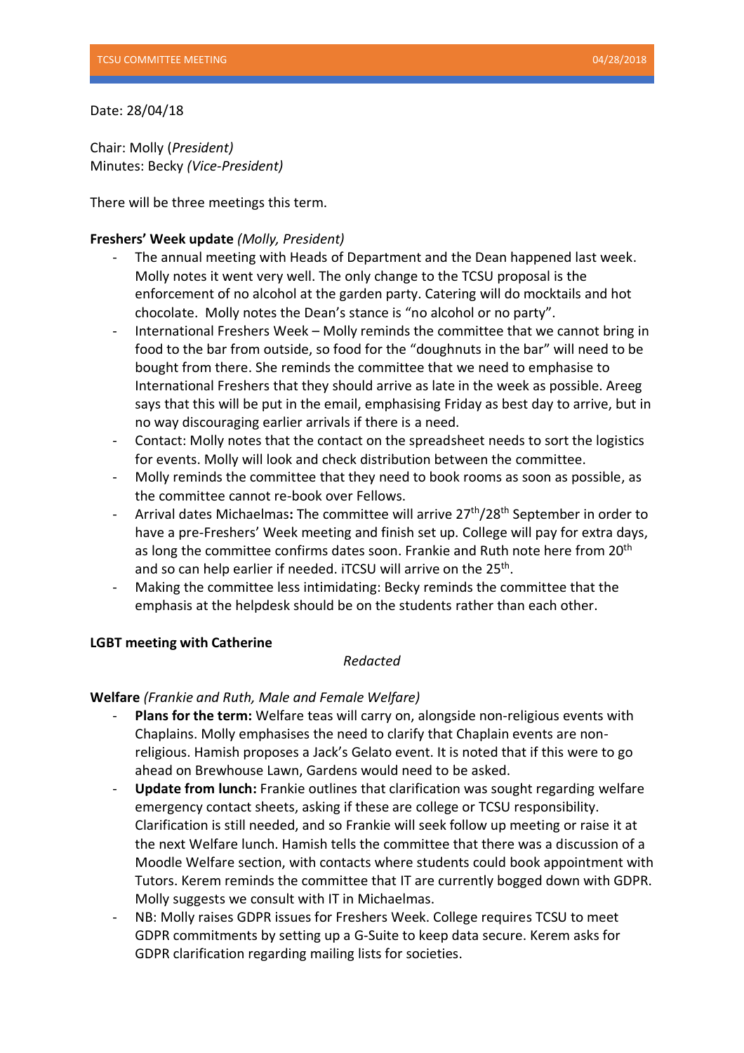Date: 28/04/18

Chair: Molly (*President)*
Minutes: Becky *(Vice-President)*

There will be three meetings this term.

**Freshers' Week update** *(Molly, President)*

- The annual meeting with Heads of Department and the Dean happened last week. Molly notes it went very well. The only change to the TCSU proposal is the enforcement of no alcohol at the garden party. Catering will do mocktails and hot chocolate. Molly notes the Dean's stance is "no alcohol or no party".
- International Freshers Week – Molly reminds the committee that we cannot bring in food to the bar from outside, so food for the "doughnuts in the bar" will need to be bought from there. She reminds the committee that we need to emphasise to International Freshers that they should arrive as late in the week as possible. Areeg says that this will be put in the email, emphasising Friday as best day to arrive, but in no way discouraging earlier arrivals if there is a need.
- Contact: Molly notes that the contact on the spreadsheet needs to sort the logistics for events. Molly will look and check distribution between the committee.
- Molly reminds the committee that they need to book rooms as soon as possible, as the committee cannot re-book over Fellows.
- Arrival dates Michaelmas**:** The committee will arrive 27th/28th September in order to have a pre-Freshers' Week meeting and finish set up. College will pay for extra days, as long the committee confirms dates soon. Frankie and Ruth note here from 20th and so can help earlier if needed. iTCSU will arrive on the 25th.
- Making the committee less intimidating: Becky reminds the committee that the emphasis at the helpdesk should be on the students rather than each other.

**LGBT meeting with Catherine**

*Redacted*

**Welfare** *(Frankie and Ruth, Male and Female Welfare)*

- **Plans for the term:** Welfare teas will carry on, alongside non-religious events with Chaplains. Molly emphasises the need to clarify that Chaplain events are non-religious. Hamish proposes a Jack's Gelato event. It is noted that if this were to go ahead on Brewhouse Lawn, Gardens would need to be asked.
- **Update from lunch:** Frankie outlines that clarification was sought regarding welfare emergency contact sheets, asking if these are college or TCSU responsibility. Clarification is still needed, and so Frankie will seek follow up meeting or raise it at the next Welfare lunch. Hamish tells the committee that there was a discussion of a Moodle Welfare section, with contacts where students could book appointment with Tutors. Kerem reminds the committee that IT are currently bogged down with GDPR. Molly suggests we consult with IT in Michaelmas.
- NB: Molly raises GDPR issues for Freshers Week. College requires TCSU to meet GDPR commitments by setting up a G-Suite to keep data secure. Kerem asks for GDPR clarification regarding mailing lists for societies.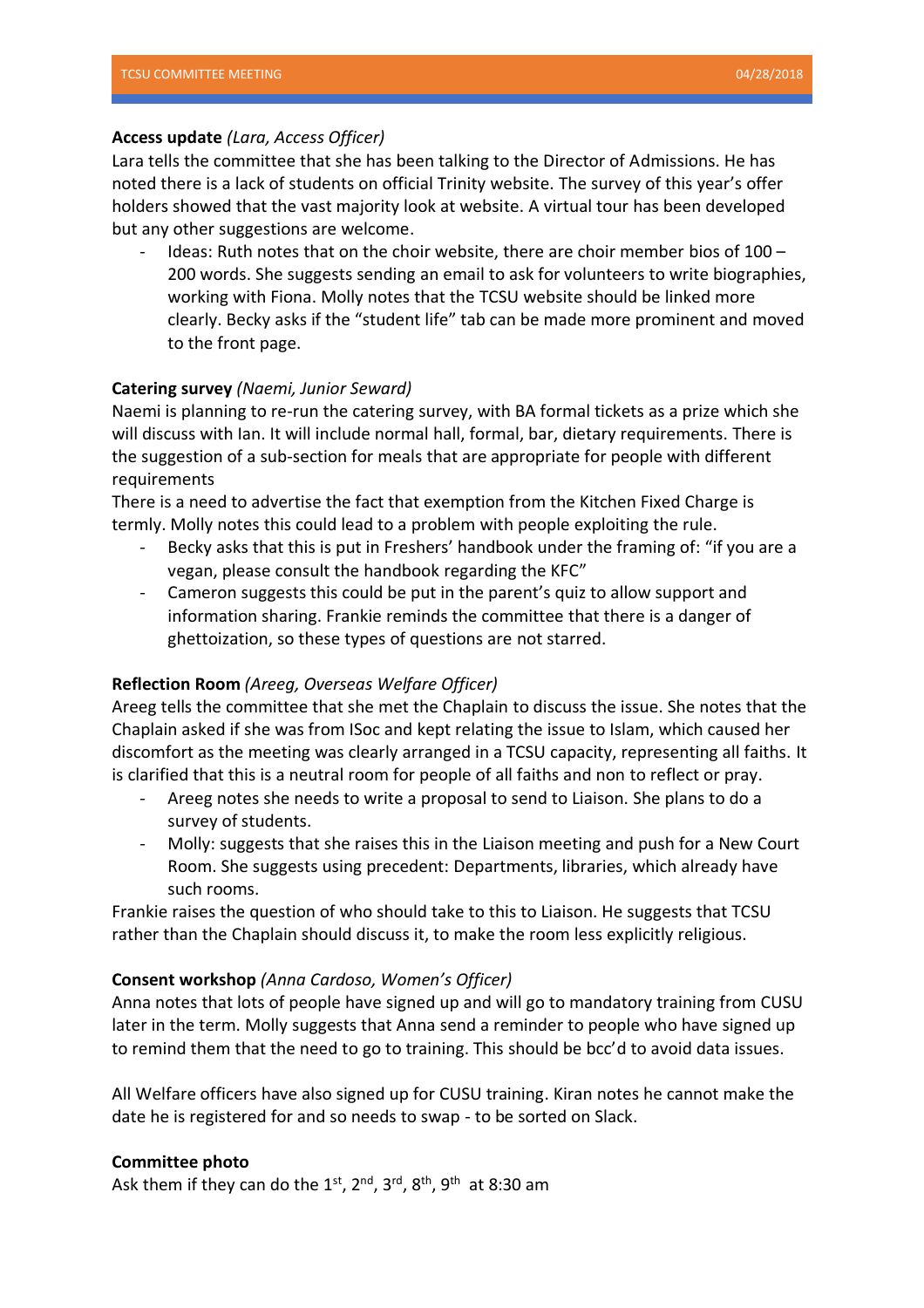**Access update** *(Lara, Access Officer)*

Lara tells the committee that she has been talking to the Director of Admissions. He has noted there is a lack of students on official Trinity website. The survey of this year's offer holders showed that the vast majority look at website. A virtual tour has been developed but any other suggestions are welcome.

- Ideas: Ruth notes that on the choir website, there are choir member bios of 100 – 200 words. She suggests sending an email to ask for volunteers to write biographies, working with Fiona. Molly notes that the TCSU website should be linked more clearly. Becky asks if the "student life" tab can be made more prominent and moved to the front page.

**Catering survey** *(Naemi, Junior Seward)*

Naemi is planning to re-run the catering survey, with BA formal tickets as a prize which she will discuss with Ian. It will include normal hall, formal, bar, dietary requirements. There is the suggestion of a sub-section for meals that are appropriate for people with different requirements

There is a need to advertise the fact that exemption from the Kitchen Fixed Charge is termly. Molly notes this could lead to a problem with people exploiting the rule.

- Becky asks that this is put in Freshers' handbook under the framing of: "if you are a vegan, please consult the handbook regarding the KFC"
- Cameron suggests this could be put in the parent's quiz to allow support and information sharing. Frankie reminds the committee that there is a danger of ghettoization, so these types of questions are not starred.

**Reflection Room** *(Areeg, Overseas Welfare Officer)*

Areeg tells the committee that she met the Chaplain to discuss the issue. She notes that the Chaplain asked if she was from ISoc and kept relating the issue to Islam, which caused her discomfort as the meeting was clearly arranged in a TCSU capacity, representing all faiths. It is clarified that this is a neutral room for people of all faiths and non to reflect or pray.

- Areeg notes she needs to write a proposal to send to Liaison. She plans to do a survey of students.
- Molly: suggests that she raises this in the Liaison meeting and push for a New Court Room. She suggests using precedent: Departments, libraries, which already have such rooms.

Frankie raises the question of who should take to this to Liaison. He suggests that TCSU rather than the Chaplain should discuss it, to make the room less explicitly religious.

**Consent workshop** *(Anna Cardoso, Women's Officer)*

Anna notes that lots of people have signed up and will go to mandatory training from CUSU later in the term. Molly suggests that Anna send a reminder to people who have signed up to remind them that the need to go to training. This should be bcc'd to avoid data issues.

All Welfare officers have also signed up for CUSU training. Kiran notes he cannot make the date he is registered for and so needs to swap - to be sorted on Slack.

**Committee photo**

Ask them if they can do the 1st, 2nd, 3rd, 8th, 9th at 8:30 am